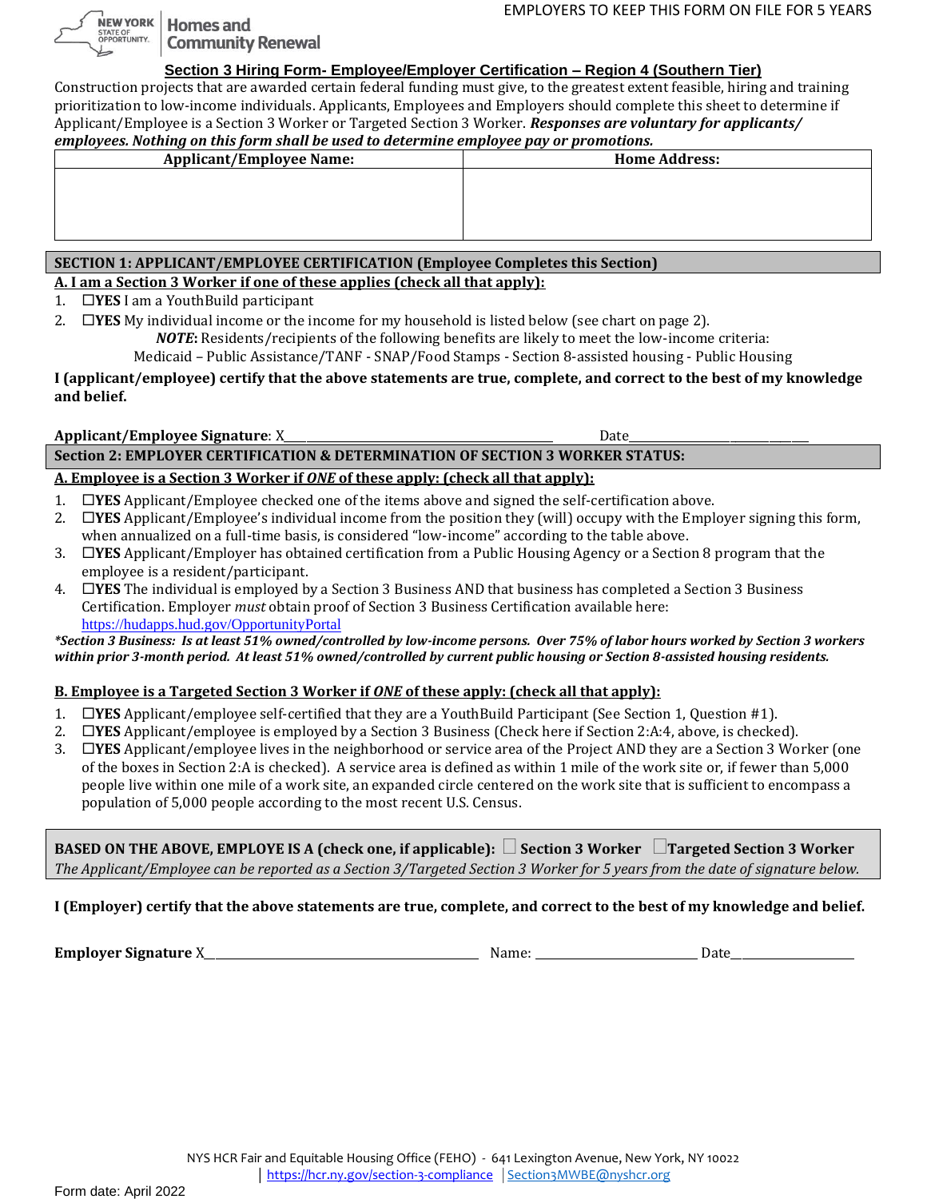EMPLOYERS TO KEEP THIS FORM ON FILE FOR 5 YEARS

NEW YORK STATE OF OPPORTUNITY. Homes and Community Renewal

## Section 3 Hiring Form- Employee/Employer Certification – Region 4 (Southern Tier)

Construction projects that are awarded certain federal funding must give, to the greatest extent feasible, hiring and training prioritization to low-income individuals. Applicants, Employees and Employers should complete this sheet to determine if Applicant/Employee is a Section 3 Worker or Targeted Section 3 Worker. ***Responses are voluntary for applicants/ employees. Nothing on this form shall be used to determine employee pay or promotions.***

| Applicant/Employee Name: | Home Address: |
|---|---|
| | |

### SECTION 1: APPLICANT/EMPLOYEE CERTIFICATION (Employee Completes this Section)

**A. I am a Section 3 Worker if one of these applies (check all that apply):**

1. ☐**YES** I am a YouthBuild participant
2. ☐**YES** My individual income or the income for my household is listed below (see chart on page 2).
   ***NOTE*:** Residents/recipients of the following benefits are likely to meet the low-income criteria:
   Medicaid – Public Assistance/TANF - SNAP/Food Stamps - Section 8-assisted housing - Public Housing

**I (applicant/employee) certify that the above statements are true, complete, and correct to the best of my knowledge and belief.**

**Applicant/Employee Signature**: X\_\_\_\_\_\_\_\_\_\_\_\_\_\_\_\_\_\_\_\_\_\_\_\_\_\_\_\_\_\_\_\_\_\_\_\_\_\_\_\_ Date\_\_\_\_\_\_\_\_\_\_\_\_\_\_\_\_\_\_\_\_\_\_\_\_\_\_\_

### Section 2: EMPLOYER CERTIFICATION & DETERMINATION OF SECTION 3 WORKER STATUS:

**A. Employee is a Section 3 Worker if *ONE* of these apply: (check all that apply):**

1. ☐**YES** Applicant/Employee checked one of the items above and signed the self-certification above.
2. ☐**YES** Applicant/Employee's individual income from the position they (will) occupy with the Employer signing this form, when annualized on a full-time basis, is considered "low-income" according to the table above.
3. ☐**YES** Applicant/Employer has obtained certification from a Public Housing Agency or a Section 8 program that the employee is a resident/participant.
4. ☐**YES** The individual is employed by a Section 3 Business AND that business has completed a Section 3 Business Certification. Employer *must* obtain proof of Section 3 Business Certification available here: https://hudapps.hud.gov/OpportunityPortal

***\*Section 3 Business: Is at least 51% owned/controlled by low-income persons. Over 75% of labor hours worked by Section 3 workers within prior 3-month period. At least 51% owned/controlled by current public housing or Section 8-assisted housing residents.***

**B. Employee is a Targeted Section 3 Worker if *ONE* of these apply: (check all that apply):**

1. ☐**YES** Applicant/employee self-certified that they are a YouthBuild Participant (See Section 1, Question #1).
2. ☐**YES** Applicant/employee is employed by a Section 3 Business (Check here if Section 2:A:4, above, is checked).
3. ☐**YES** Applicant/employee lives in the neighborhood or service area of the Project AND they are a Section 3 Worker (one of the boxes in Section 2:A is checked). A service area is defined as within 1 mile of the work site or, if fewer than 5,000 people live within one mile of a work site, an expanded circle centered on the work site that is sufficient to encompass a population of 5,000 people according to the most recent U.S. Census.

**BASED ON THE ABOVE, EMPLOYE IS A (check one, if applicable):** ☐ **Section 3 Worker** ☐**Targeted Section 3 Worker**
*The Applicant/Employee can be reported as a Section 3/Targeted Section 3 Worker for 5 years from the date of signature below.*

**I (Employer) certify that the above statements are true, complete, and correct to the best of my knowledge and belief.**

**Employer Signature** X\_\_\_\_\_\_\_\_\_\_\_\_\_\_\_\_\_\_\_\_\_\_\_\_\_\_\_\_\_\_\_\_\_\_\_\_\_\_\_\_ Name: \_\_\_\_\_\_\_\_\_\_\_\_\_\_\_\_\_\_\_\_\_\_\_\_ Date\_\_\_\_\_\_\_\_\_\_\_\_\_\_\_\_\_\_

NYS HCR Fair and Equitable Housing Office (FEHO) - 641 Lexington Avenue, New York, NY 10022
| https://hcr.ny.gov/section-3-compliance | Section3MWBE@nyshcr.org

Form date: April 2022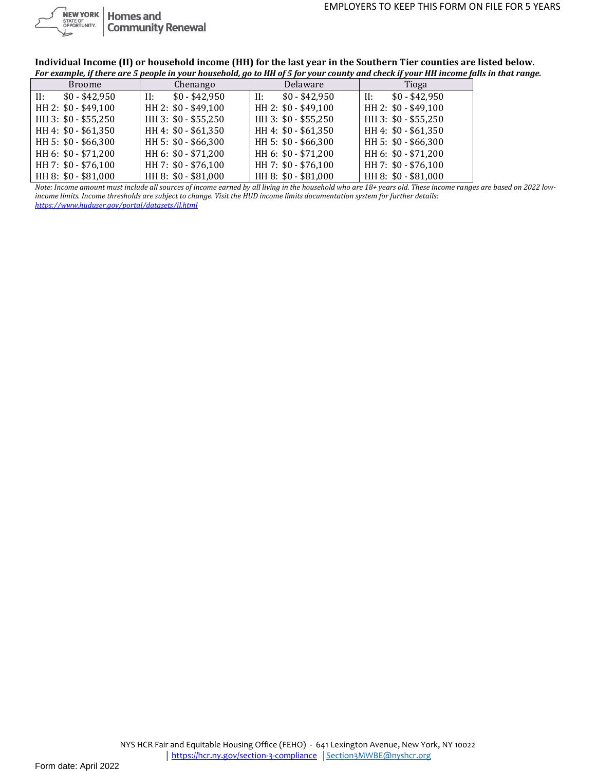**Individual Income (II) or household income (HH) for the last year in the Southern Tier counties are listed below.**
***For example, if there are 5 people in your household, go to HH of 5 for your county and check if your HH income falls in that range.***

| Broome | Chenango | Delaware | Tioga |
|---|---|---|---|
| II: $0 - $42,950 | II: $0 - $42,950 | II: $0 - $42,950 | II: $0 - $42,950 |
| HH 2: $0 - $49,100 | HH 2: $0 - $49,100 | HH 2: $0 - $49,100 | HH 2: $0 - $49,100 |
| HH 3: $0 - $55,250 | HH 3: $0 - $55,250 | HH 3: $0 - $55,250 | HH 3: $0 - $55,250 |
| HH 4: $0 - $61,350 | HH 4: $0 - $61,350 | HH 4: $0 - $61,350 | HH 4: $0 - $61,350 |
| HH 5: $0 - $66,300 | HH 5: $0 - $66,300 | HH 5: $0 - $66,300 | HH 5: $0 - $66,300 |
| HH 6: $0 - $71,200 | HH 6: $0 - $71,200 | HH 6: $0 - $71,200 | HH 6: $0 - $71,200 |
| HH 7: $0 - $76,100 | HH 7: $0 - $76,100 | HH 7: $0 - $76,100 | HH 7: $0 - $76,100 |
| HH 8: $0 - $81,000 | HH 8: $0 - $81,000 | HH 8: $0 - $81,000 | HH 8: $0 - $81,000 |

*Note: Income amount must include all sources of income earned by all living in the household who are 18+ years old. These income ranges are based on 2022 low-income limits. Income thresholds are subject to change. Visit the HUD income limits documentation system for further details:*
*https://www.huduser.gov/portal/datasets/il.html*

NYS HCR Fair and Equitable Housing Office (FEHO) - 641 Lexington Avenue, New York, NY 10022
| https://hcr.ny.gov/section-3-compliance | Section3MWBE@nyshcr.org

Form date: April 2022